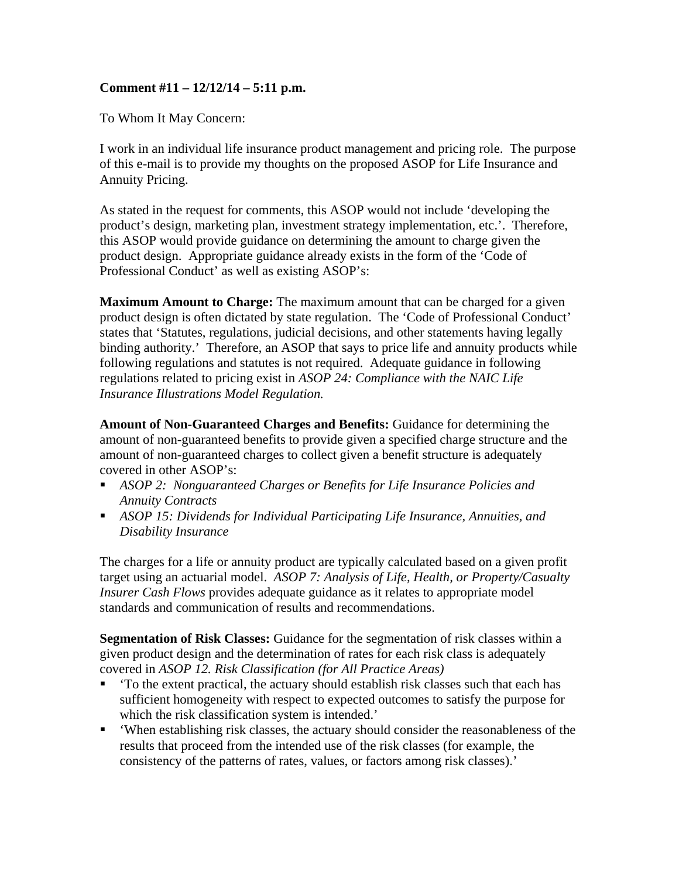**Comment #11 – 12/12/14 – 5:11 p.m.**

To Whom It May Concern:

I work in an individual life insurance product management and pricing role. The purpose of this e-mail is to provide my thoughts on the proposed ASOP for Life Insurance and Annuity Pricing.

As stated in the request for comments, this ASOP would not include 'developing the product's design, marketing plan, investment strategy implementation, etc.'. Therefore, this ASOP would provide guidance on determining the amount to charge given the product design. Appropriate guidance already exists in the form of the 'Code of Professional Conduct' as well as existing ASOP's:

**Maximum Amount to Charge:** The maximum amount that can be charged for a given product design is often dictated by state regulation. The 'Code of Professional Conduct' states that 'Statutes, regulations, judicial decisions, and other statements having legally binding authority.' Therefore, an ASOP that says to price life and annuity products while following regulations and statutes is not required. Adequate guidance in following regulations related to pricing exist in *ASOP 24: Compliance with the NAIC Life Insurance Illustrations Model Regulation.*

**Amount of Non-Guaranteed Charges and Benefits:** Guidance for determining the amount of non-guaranteed benefits to provide given a specified charge structure and the amount of non-guaranteed charges to collect given a benefit structure is adequately covered in other ASOP's:

- *ASOP 2: Nonguaranteed Charges or Benefits for Life Insurance Policies and Annuity Contracts*
- *ASOP 15: Dividends for Individual Participating Life Insurance, Annuities, and Disability Insurance*

The charges for a life or annuity product are typically calculated based on a given profit target using an actuarial model. *ASOP 7: Analysis of Life, Health, or Property/Casualty Insurer Cash Flows* provides adequate guidance as it relates to appropriate model standards and communication of results and recommendations.

**Segmentation of Risk Classes:** Guidance for the segmentation of risk classes within a given product design and the determination of rates for each risk class is adequately covered in *ASOP 12. Risk Classification (for All Practice Areas)*

- 'To the extent practical, the actuary should establish risk classes such that each has sufficient homogeneity with respect to expected outcomes to satisfy the purpose for which the risk classification system is intended.'
- 'When establishing risk classes, the actuary should consider the reasonableness of the results that proceed from the intended use of the risk classes (for example, the consistency of the patterns of rates, values, or factors among risk classes).'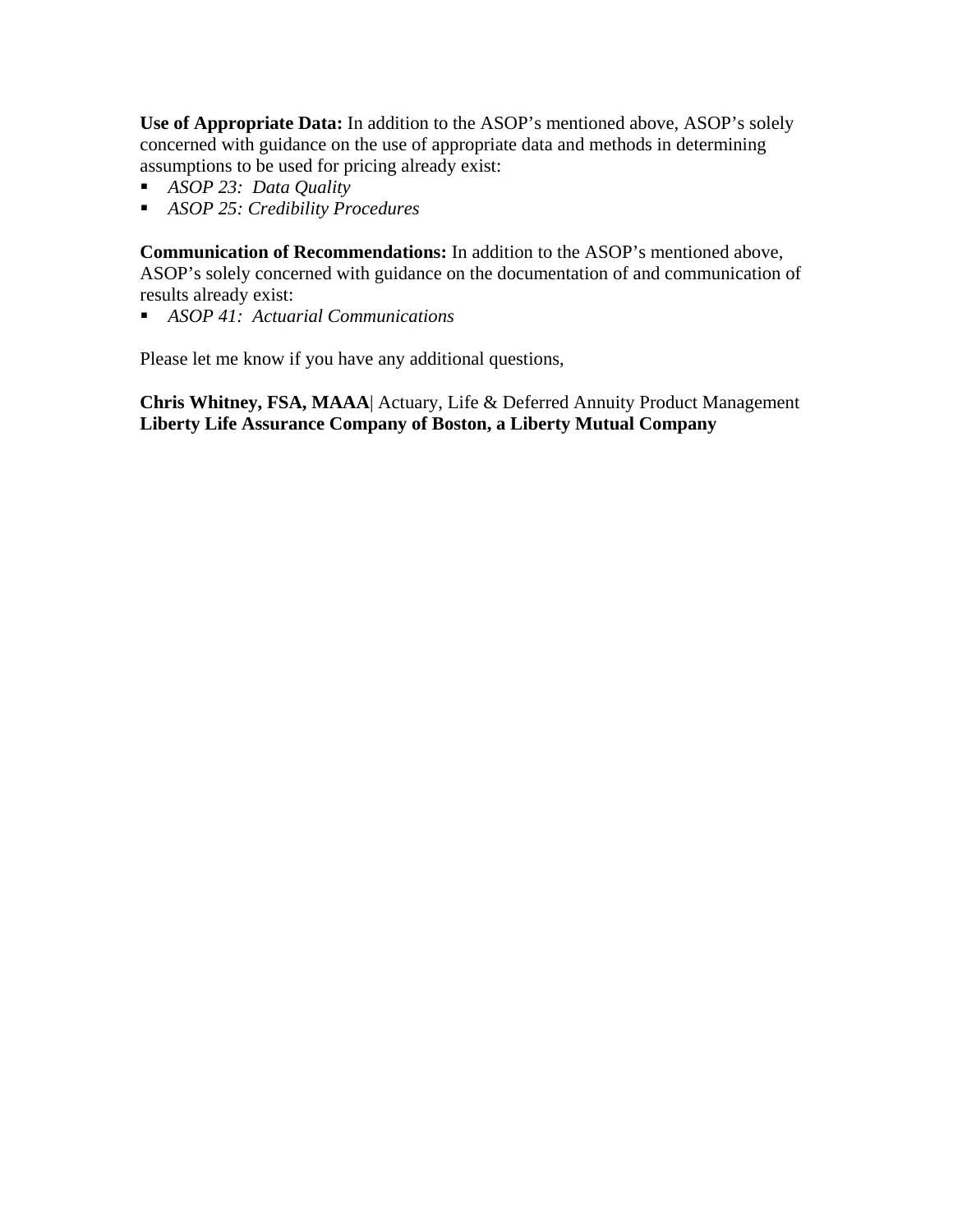**Use of Appropriate Data:** In addition to the ASOP's mentioned above, ASOP's solely concerned with guidance on the use of appropriate data and methods in determining assumptions to be used for pricing already exist:

- *ASOP 23: Data Quality*
- *ASOP 25: Credibility Procedures*

**Communication of Recommendations:** In addition to the ASOP's mentioned above, ASOP's solely concerned with guidance on the documentation of and communication of results already exist:

- *ASOP 41: Actuarial Communications*

Please let me know if you have any additional questions,

**Chris Whitney, FSA, MAAA**| Actuary, Life & Deferred Annuity Product Management
**Liberty Life Assurance Company of Boston, a Liberty Mutual Company**